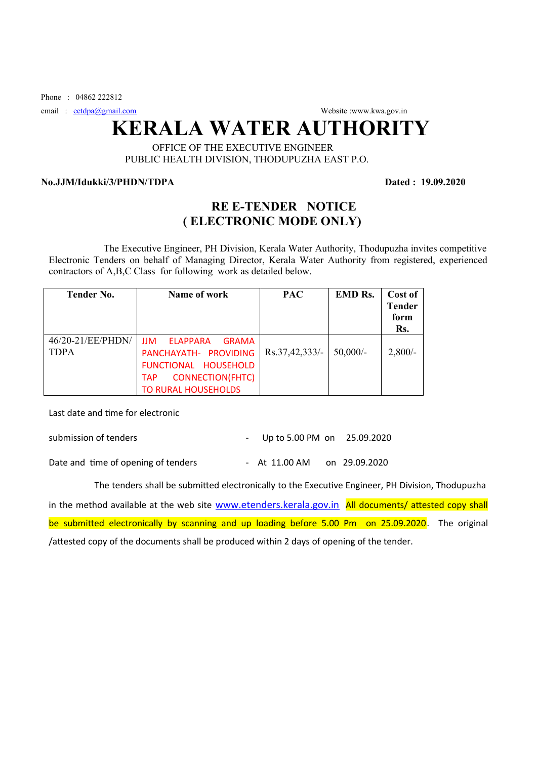Phone : 04862 222812

email : eetdpa@gmail.com

Website :www.kwa.gov.in

# KERALA WATER AUTHORITY

OFFICE OF THE EXECUTIVE ENGINEER

PUBLIC HEALTH DIVISION, THODUPUZHA EAST P.O.

**No.JJM/Idukki/3/PHDN/TDPA** **Dated : 19.09.2020**

## RE E-TENDER NOTICE
## ( ELECTRONIC MODE ONLY)

The Executive Engineer, PH Division, Kerala Water Authority, Thodupuzha invites competitive Electronic Tenders on behalf of Managing Director, Kerala Water Authority from registered, experienced contractors of A,B,C Class for following work as detailed below.

| Tender No. | Name of work | PAC | EMD Rs. | Cost of Tender form Rs. |
|---|---|---|---|---|
| 46/20-21/EE/PHDN/TDPA | JJM ELAPPARA GRAMA PANCHAYATH- PROVIDING FUNCTIONAL HOUSEHOLD TAP CONNECTION(FHTC) TO RURAL HOUSEHOLDS | Rs.37,42,333/- | 50,000/- | 2,800/- |

Last date and time for electronic submission of tenders - Up to 5.00 PM on 25.09.2020

Date and time of opening of tenders - At 11.00 AM on 29.09.2020

The tenders shall be submitted electronically to the Executive Engineer, PH Division, Thodupuzha in the method available at the web site www.etenders.kerala.gov.in All documents/ attested copy shall be submitted electronically by scanning and up loading before 5.00 Pm on 25.09.2020. The original /attested copy of the documents shall be produced within 2 days of opening of the tender.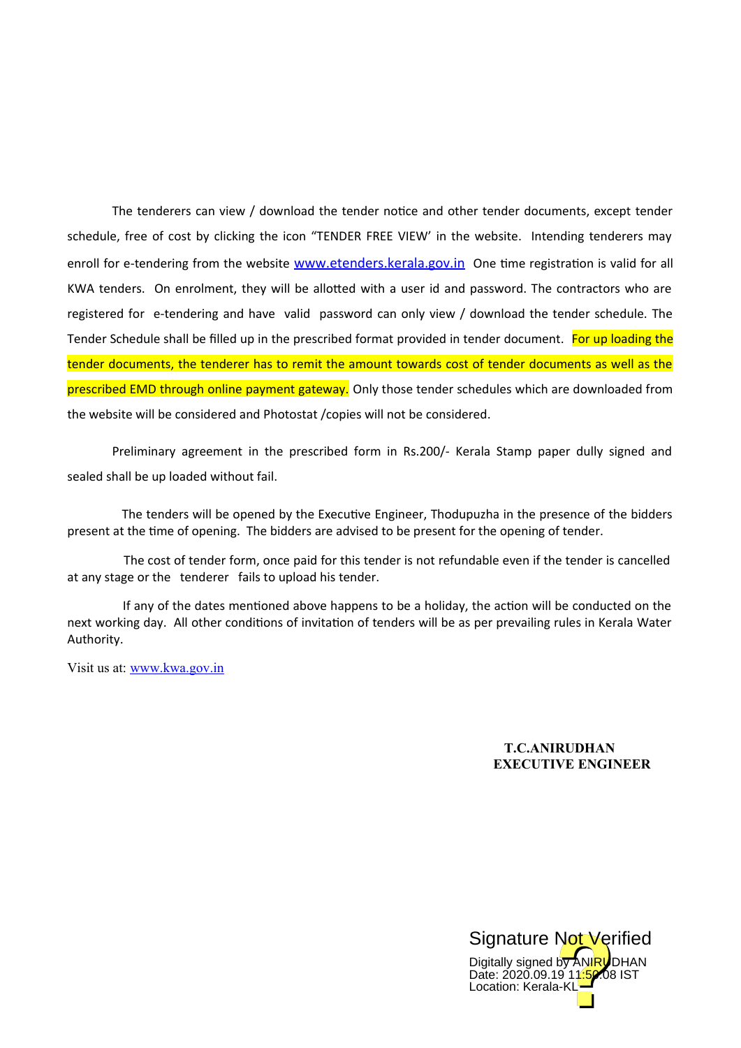The tenderers can view / download the tender notice and other tender documents, except tender schedule, free of cost by clicking the icon "TENDER FREE VIEW' in the website. Intending tenderers may enroll for e-tendering from the website www.etenders.kerala.gov.in One time registration is valid for all KWA tenders. On enrolment, they will be allotted with a user id and password. The contractors who are registered for e-tendering and have valid password can only view / download the tender schedule. The Tender Schedule shall be filled up in the prescribed format provided in tender document. For up loading the tender documents, the tenderer has to remit the amount towards cost of tender documents as well as the prescribed EMD through online payment gateway. Only those tender schedules which are downloaded from the website will be considered and Photostat /copies will not be considered.

Preliminary agreement in the prescribed form in Rs.200/- Kerala Stamp paper dully signed and sealed shall be up loaded without fail.

The tenders will be opened by the Executive Engineer, Thodupuzha in the presence of the bidders present at the time of opening. The bidders are advised to be present for the opening of tender.

The cost of tender form, once paid for this tender is not refundable even if the tender is cancelled at any stage or the tenderer fails to upload his tender.

If any of the dates mentioned above happens to be a holiday, the action will be conducted on the next working day. All other conditions of invitation of tenders will be as per prevailing rules in Kerala Water Authority.

Visit us at: www.kwa.gov.in

**T.C.ANIRUDHAN**
**EXECUTIVE ENGINEER**

Signature Not Verified
Digitally signed by ANIRUDHAN
Date: 2020.09.19 11:50:08 IST
Location: Kerala-KL